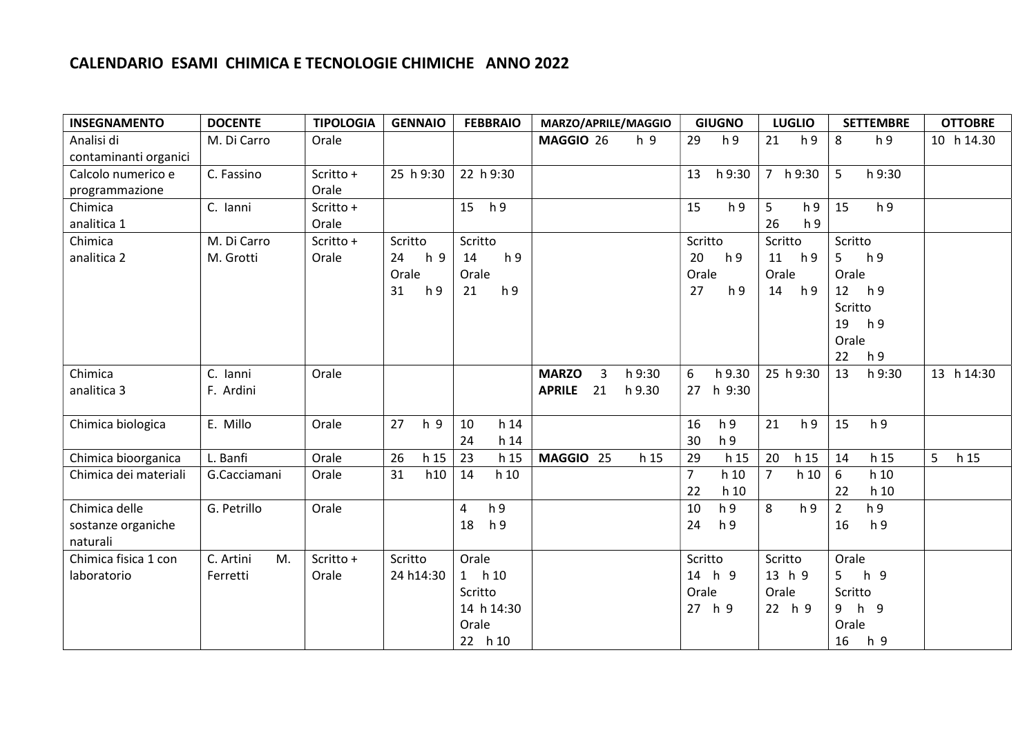## CALENDARIO ESAMI CHIMICA E TECNOLOGIE CHIMICHE ANNO 2022

| INSEGNAMENTO | DOCENTE | TIPOLOGIA | GENNAIO | FEBBRAIO | MARZO/APRILE/MAGGIO | GIUGNO | LUGLIO | SETTEMBRE | OTTOBRE |
|---|---|---|---|---|---|---|---|---|---|
| Analisi di contaminanti organici | M. Di Carro | Orale | | | **MAGGIO** 26 h 9 | 29 h 9 | 21 h 9 | 8 h 9 | 10 h 14.30 |
| Calcolo numerico e programmazione | C. Fassino | Scritto + Orale | 25 h 9:30 | 22 h 9:30 | | 13 h 9:30 | 7 h 9:30 | 5 h 9:30 | |
| Chimica analitica 1 | C. Ianni | Scritto + Orale | | 15 h 9 | | 15 h 9 | 5 h 9<br>26 h 9 | 15 h 9 | |
| Chimica analitica 2 | M. Di Carro<br>M. Grotti | Scritto + Orale | Scritto<br>24 h 9<br>Orale<br>31 h 9 | Scritto<br>14 h 9<br>Orale<br>21 h 9 | | Scritto<br>20 h 9<br>Orale<br>27 h 9 | Scritto<br>11 h 9<br>Orale<br>14 h 9 | Scritto<br>5 h 9<br>Orale<br>12 h 9<br>Scritto<br>19 h 9<br>Orale<br>22 h 9 | |
| Chimica analitica 3 | C. Ianni<br>F. Ardini | Orale | | | **MARZO** 3 h 9:30<br>**APRILE** 21 h 9.30 | 6 h 9.30<br>27 h 9:30 | 25 h 9:30 | 13 h 9:30 | 13 h 14:30 |
| Chimica biologica | E. Millo | Orale | 27 h 9 | 10 h 14<br>24 h 14 | | 16 h 9<br>30 h 9 | 21 h 9 | 15 h 9 | |
| Chimica bioorganica | L. Banfi | Orale | 26 h 15 | 23 h 15 | **MAGGIO** 25 h 15 | 29 h 15 | 20 h 15 | 14 h 15 | 5 h 15 |
| Chimica dei materiali | G.Cacciamani | Orale | 31 h10 | 14 h 10 | | 7 h 10<br>22 h 10 | 7 h 10 | 6 h 10<br>22 h 10 | |
| Chimica delle sostanze organiche naturali | G. Petrillo | Orale | | 4 h 9<br>18 h 9 | | 10 h 9<br>24 h 9 | 8 h 9 | 2 h 9<br>16 h 9 | |
| Chimica fisica 1 con laboratorio | C. Artini M. Ferretti | Scritto + Orale | Scritto<br>24 h14:30 | Orale<br>1 h 10<br>Scritto<br>14 h 14:30<br>Orale<br>22 h 10 | | Scritto<br>14 h 9<br>Orale<br>27 h 9 | Scritto<br>13 h 9<br>Orale<br>22 h 9 | Orale<br>5 h 9<br>Scritto<br>9 h 9<br>Orale<br>16 h 9 | |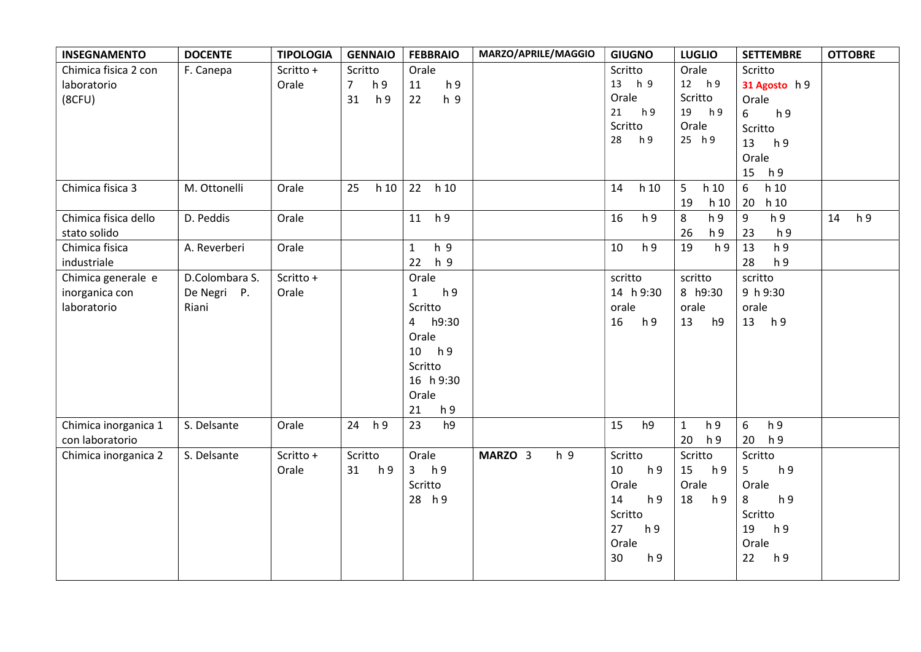| INSEGNAMENTO | DOCENTE | TIPOLOGIA | GENNAIO | FEBBRAIO | MARZO/APRILE/MAGGIO | GIUGNO | LUGLIO | SETTEMBRE | OTTOBRE |
|---|---|---|---|---|---|---|---|---|---|
| Chimica fisica 2 con laboratorio (8CFU) | F. Canepa | Scritto + Orale | Scritto<br>7 h 9<br>31 h 9 | Orale<br>11 h 9<br>22 h 9 | | Scritto<br>13 h 9<br>Orale<br>21 h 9<br>Scritto<br>28 h 9 | Orale<br>12 h 9<br>Scritto<br>19 h 9<br>Orale<br>25 h 9 | Scritto<br>**31 Agosto** h 9<br>Orale<br>6 h 9<br>Scritto<br>13 h 9<br>Orale<br>15 h 9 | |
| Chimica fisica 3 | M. Ottonelli | Orale | 25 h 10 | 22 h 10 | | 14 h 10 | 5 h 10<br>19 h 10 | 6 h 10<br>20 h 10 | |
| Chimica fisica dello stato solido | D. Peddis | Orale | | 11 h 9 | | 16 h 9 | 8 h 9<br>26 h 9 | 9 h 9<br>23 h 9 | 14 h 9 |
| Chimica fisica industriale | A. Reverberi | Orale | | 1 h 9<br>22 h 9 | | 10 h 9 | 19 h 9 | 13 h 9<br>28 h 9 | |
| Chimica generale e inorganica con laboratorio | D.Colombara S. De Negri P. Riani | Scritto + Orale | | Orale<br>1 h 9<br>Scritto<br>4 h9:30<br>Orale<br>10 h 9<br>Scritto<br>16 h 9:30<br>Orale<br>21 h 9 | | scritto<br>14 h 9:30<br>orale<br>16 h 9 | scritto<br>8 h9:30<br>orale<br>13 h9 | scritto<br>9 h 9:30<br>orale<br>13 h 9 | |
| Chimica inorganica 1 con laboratorio | S. Delsante | Orale | 24 h 9 | 23 h9 | | 15 h9 | 1 h 9<br>20 h 9 | 6 h 9<br>20 h 9 | |
| Chimica inorganica 2 | S. Delsante | Scritto + Orale | Scritto<br>31 h 9 | Orale<br>3 h 9<br>Scritto<br>28 h 9 | **MARZO** 3 h 9 | Scritto<br>10 h 9<br>Orale<br>14 h 9<br>Scritto<br>27 h 9<br>Orale<br>30 h 9 | Scritto<br>15 h 9<br>Orale<br>18 h 9 | Scritto<br>5 h 9<br>Orale<br>8 h 9<br>Scritto<br>19 h 9<br>Orale<br>22 h 9 | |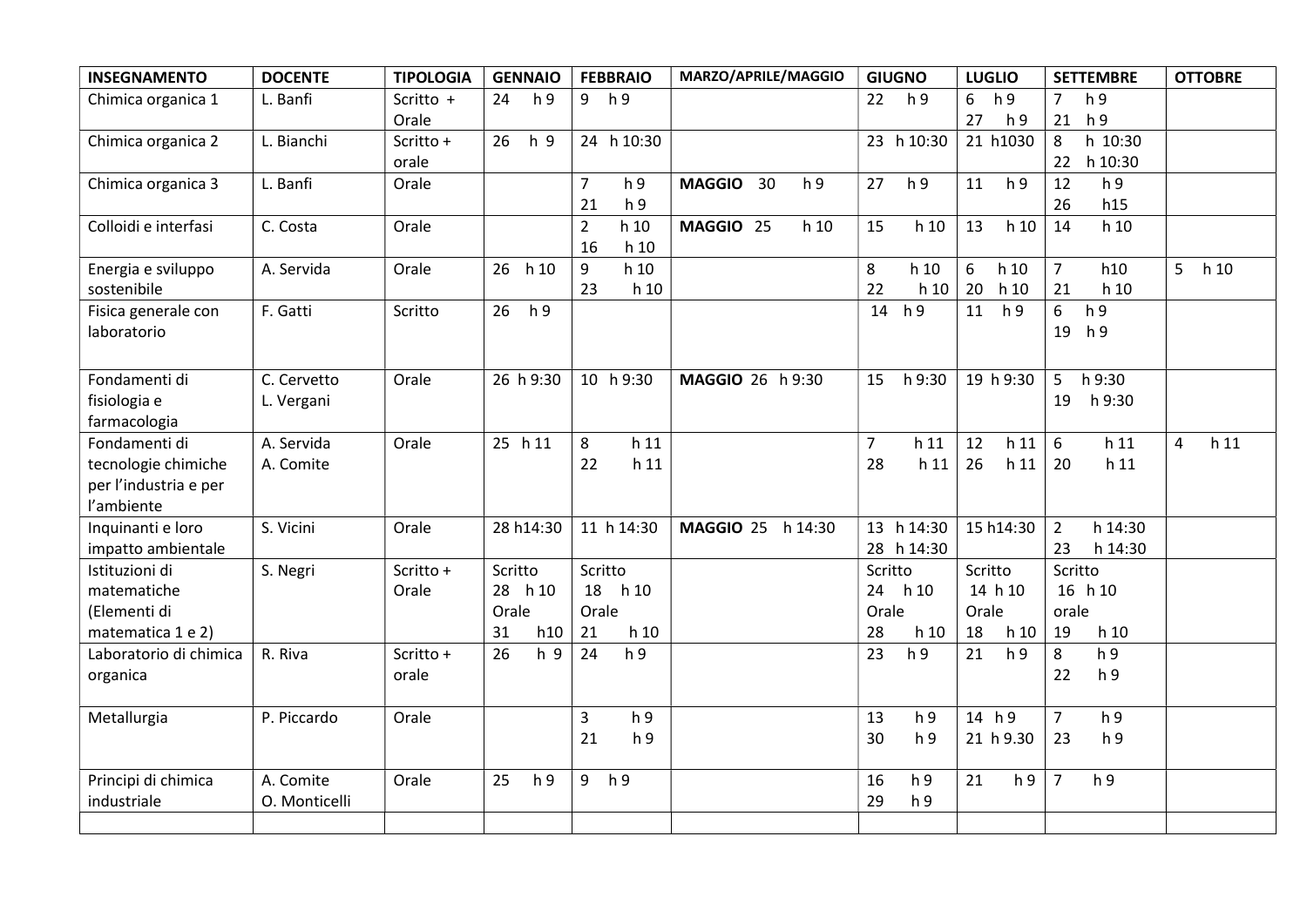| INSEGNAMENTO | DOCENTE | TIPOLOGIA | GENNAIO | FEBBRAIO | MARZO/APRILE/MAGGIO | GIUGNO | LUGLIO | SETTEMBRE | OTTOBRE |
|---|---|---|---|---|---|---|---|---|---|
| Chimica organica 1 | L. Banfi | Scritto + Orale | 24 h 9 | 9 h 9 | | 22 h 9 | 6 h 9<br>27 h 9 | 7 h 9<br>21 h 9 | |
| Chimica organica 2 | L. Bianchi | Scritto + orale | 26 h 9 | 24 h 10:30 | | 23 h 10:30 | 21 h1030 | 8 h 10:30<br>22 h 10:30 | |
| Chimica organica 3 | L. Banfi | Orale | | 7 h 9<br>21 h 9 | **MAGGIO** 30 h 9 | 27 h 9 | 11 h 9 | 12 h 9<br>26 h15 | |
| Colloidi e interfasi | C. Costa | Orale | | 2 h 10<br>16 h 10 | **MAGGIO** 25 h 10 | 15 h 10 | 13 h 10 | 14 h 10 | |
| Energia e sviluppo sostenibile | A. Servida | Orale | 26 h 10 | 9 h 10<br>23 h 10 | | 8 h 10<br>22 h 10 | 6 h 10<br>20 h 10 | 7 h10<br>21 h 10 | 5 h 10 |
| Fisica generale con laboratorio | F. Gatti | Scritto | 26 h 9 | | | 14 h 9 | 11 h 9 | 6 h 9<br>19 h 9 | |
| Fondamenti di fisiologia e farmacologia | C. Cervetto<br>L. Vergani | Orale | 26 h 9:30 | 10 h 9:30 | **MAGGIO** 26 h 9:30 | 15 h 9:30 | 19 h 9:30 | 5 h 9:30<br>19 h 9:30 | |
| Fondamenti di tecnologie chimiche per l'industria e per l'ambiente | A. Servida<br>A. Comite | Orale | 25 h 11 | 8 h 11<br>22 h 11 | | 7 h 11<br>28 h 11 | 12 h 11<br>26 h 11 | 6 h 11<br>20 h 11 | 4 h 11 |
| Inquinanti e loro impatto ambientale | S. Vicini | Orale | 28 h14:30 | 11 h 14:30 | **MAGGIO** 25 h 14:30 | 13 h 14:30<br>28 h 14:30 | 15 h14:30 | 2 h 14:30<br>23 h 14:30 | |
| Istituzioni di matematiche (Elementi di matematica 1 e 2) | S. Negri | Scritto + Orale | Scritto<br>28 h 10<br>Orale<br>31 h10 | Scritto<br>18 h 10<br>Orale<br>21 h 10 | | Scritto<br>24 h 10<br>Orale<br>28 h 10 | Scritto<br>14 h 10<br>Orale<br>18 h 10 | Scritto<br>16 h 10<br>orale<br>19 h 10 | |
| Laboratorio di chimica organica | R. Riva | Scritto + orale | 26 h 9 | 24 h 9 | | 23 h 9 | 21 h 9 | 8 h 9<br>22 h 9 | |
| Metallurgia | P. Piccardo | Orale | | 3 h 9<br>21 h 9 | | 13 h 9<br>30 h 9 | 14 h 9<br>21 h 9.30 | 7 h 9<br>23 h 9 | |
| Principi di chimica industriale | A. Comite<br>O. Monticelli | Orale | 25 h 9 | 9 h 9 | | 16 h 9<br>29 h 9 | 21 h 9 | 7 h 9 | |
| | | | | | | | | | |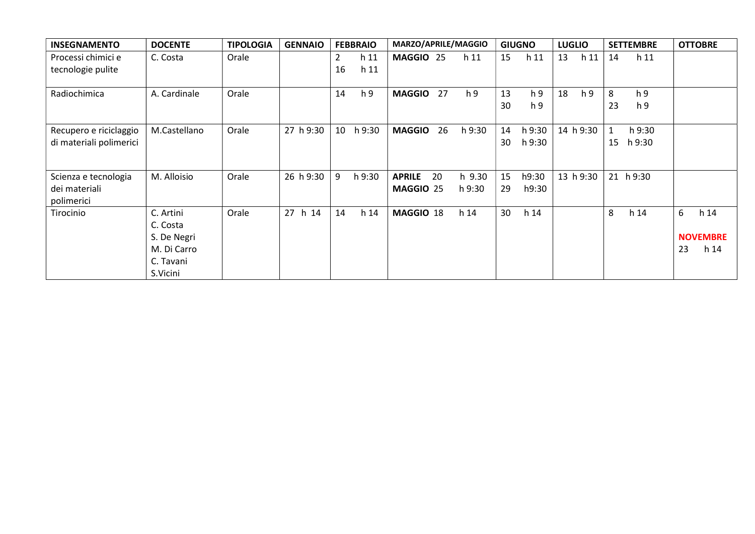| INSEGNAMENTO | DOCENTE | TIPOLOGIA | GENNAIO | FEBBRAIO | MARZO/APRILE/MAGGIO | GIUGNO | LUGLIO | SETTEMBRE | OTTOBRE |
|---|---|---|---|---|---|---|---|---|---|
| Processi chimici e tecnologie pulite | C. Costa | Orale | | 2 h 11<br>16 h 11 | **MAGGIO** 25 h 11 | 15 h 11 | 13 h 11 | 14 h 11 | |
| Radiochimica | A. Cardinale | Orale | | 14 h 9 | **MAGGIO** 27 h 9 | 13 h 9<br>30 h 9 | 18 h 9 | 8 h 9<br>23 h 9 | |
| Recupero e riciclaggio di materiali polimerici | M.Castellano | Orale | 27 h 9:30 | 10 h 9:30 | **MAGGIO** 26 h 9:30 | 14 h 9:30<br>30 h 9:30 | 14 h 9:30 | 1 h 9:30<br>15 h 9:30 | |
| Scienza e tecnologia dei materiali polimerici | M. Alloisio | Orale | 26 h 9:30 | 9 h 9:30 | **APRILE** 20 h 9.30<br>**MAGGIO** 25 h 9:30 | 15 h9:30<br>29 h9:30 | 13 h 9:30 | 21 h 9:30 | |
| Tirocinio | C. Artini<br>C. Costa<br>S. De Negri<br>M. Di Carro<br>C. Tavani<br>S.Vicini | Orale | 27 h 14 | 14 h 14 | **MAGGIO** 18 h 14 | 30 h 14 | | 8 h 14 | 6 h 14<br>**NOVEMBRE**<br>23 h 14 |